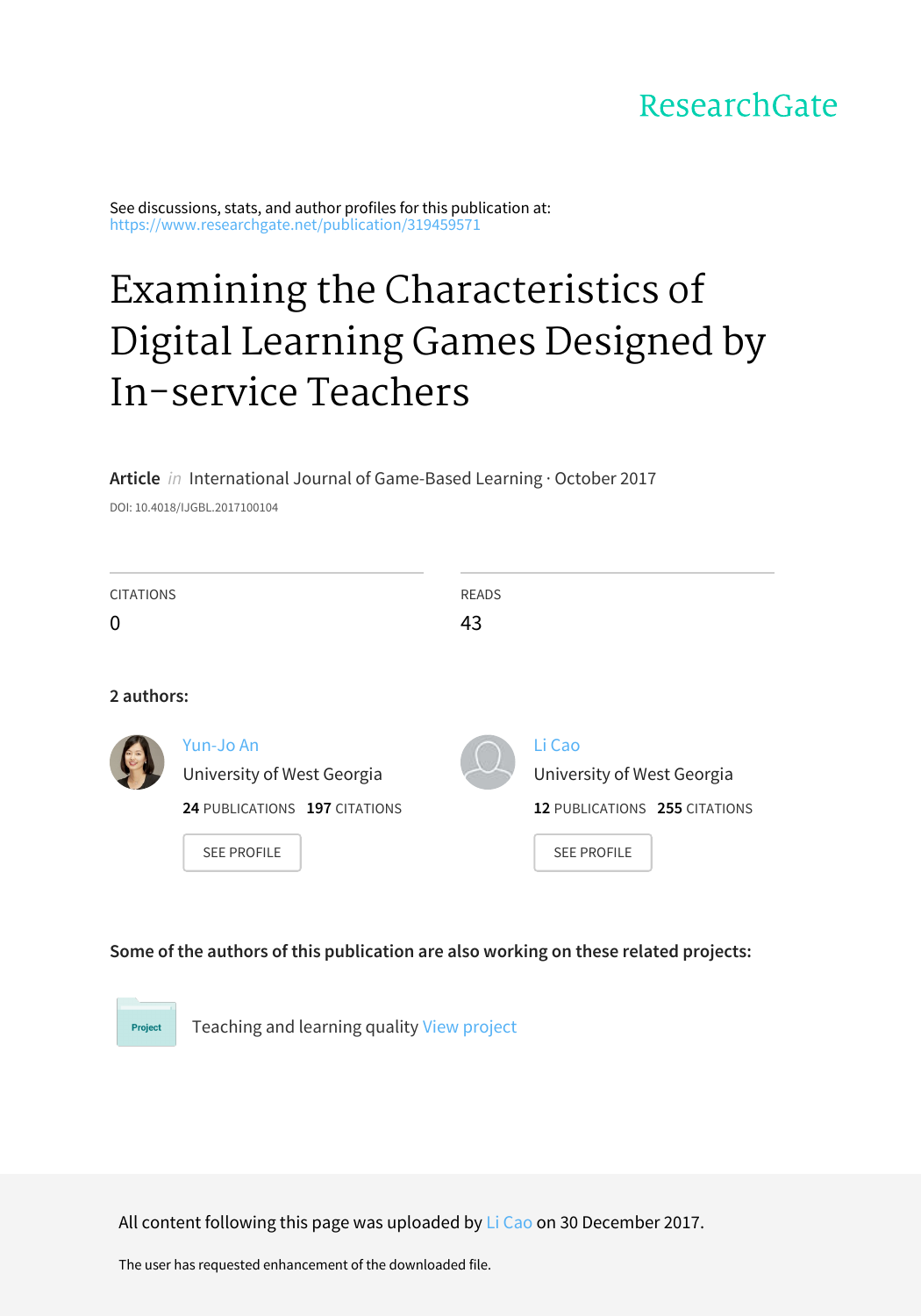ResearchGate

See discussions, stats, and author profiles for this publication at: https://www.researchgate.net/publication/319459571

# Examining the Characteristics of Digital Learning Games Designed by In-service Teachers

**Article** *in* International Journal of Game-Based Learning · October 2017

DOI: 10.4018/IJGBL.2017100104

| CITATIONS | READS |
| --- | --- |
| 0 | 43 |

**2 authors:**

**Yun-Jo An**
University of West Georgia
**24** PUBLICATIONS **197** CITATIONS
SEE PROFILE

**Li Cao**
University of West Georgia
**12** PUBLICATIONS **255** CITATIONS
SEE PROFILE

**Some of the authors of this publication are also working on these related projects:**

Project: Teaching and learning quality View project

All content following this page was uploaded by Li Cao on 30 December 2017.

The user has requested enhancement of the downloaded file.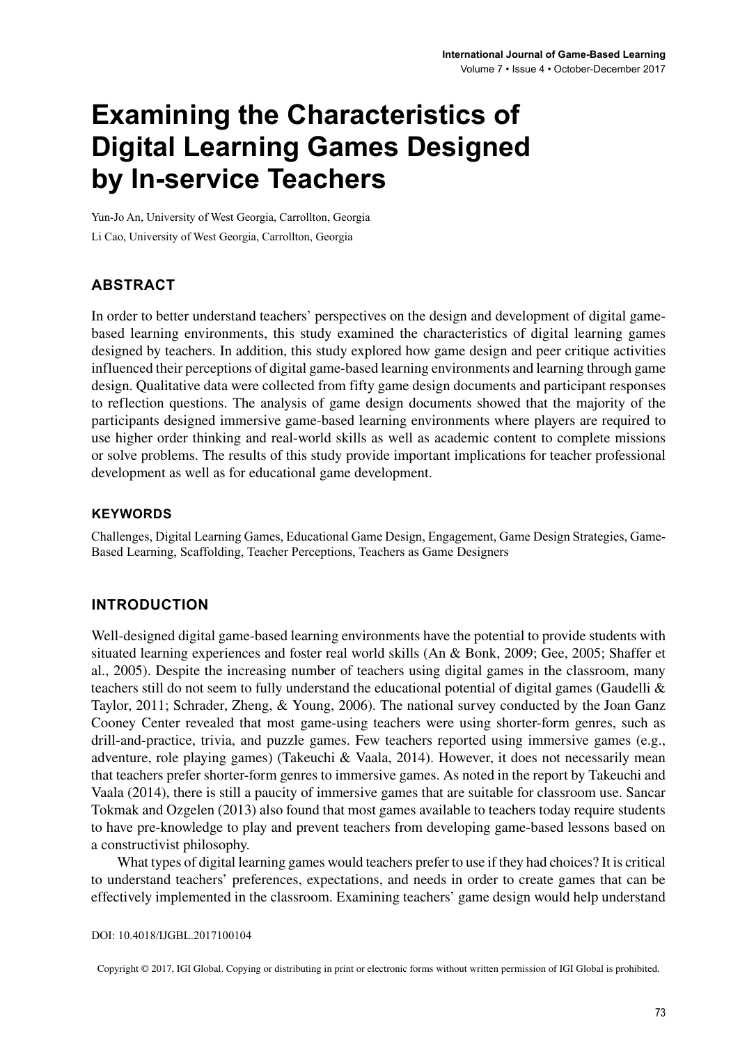# Examining the Characteristics of Digital Learning Games Designed by In-service Teachers

Yun-Jo An, University of West Georgia, Carrollton, Georgia

Li Cao, University of West Georgia, Carrollton, Georgia

## ABSTRACT

In order to better understand teachers' perspectives on the design and development of digital game-based learning environments, this study examined the characteristics of digital learning games designed by teachers. In addition, this study explored how game design and peer critique activities influenced their perceptions of digital game-based learning environments and learning through game design. Qualitative data were collected from fifty game design documents and participant responses to reflection questions. The analysis of game design documents showed that the majority of the participants designed immersive game-based learning environments where players are required to use higher order thinking and real-world skills as well as academic content to complete missions or solve problems. The results of this study provide important implications for teacher professional development as well as for educational game development.

### KEYWORDS

Challenges, Digital Learning Games, Educational Game Design, Engagement, Game Design Strategies, Game-Based Learning, Scaffolding, Teacher Perceptions, Teachers as Game Designers

## INTRODUCTION

Well-designed digital game-based learning environments have the potential to provide students with situated learning experiences and foster real world skills (An & Bonk, 2009; Gee, 2005; Shaffer et al., 2005). Despite the increasing number of teachers using digital games in the classroom, many teachers still do not seem to fully understand the educational potential of digital games (Gaudelli & Taylor, 2011; Schrader, Zheng, & Young, 2006). The national survey conducted by the Joan Ganz Cooney Center revealed that most game-using teachers were using shorter-form genres, such as drill-and-practice, trivia, and puzzle games. Few teachers reported using immersive games (e.g., adventure, role playing games) (Takeuchi & Vaala, 2014). However, it does not necessarily mean that teachers prefer shorter-form genres to immersive games. As noted in the report by Takeuchi and Vaala (2014), there is still a paucity of immersive games that are suitable for classroom use. Sancar Tokmak and Ozgelen (2013) also found that most games available to teachers today require students to have pre-knowledge to play and prevent teachers from developing game-based lessons based on a constructivist philosophy.

What types of digital learning games would teachers prefer to use if they had choices? It is critical to understand teachers' preferences, expectations, and needs in order to create games that can be effectively implemented in the classroom. Examining teachers' game design would help understand

DOI: 10.4018/IJGBL.2017100104

Copyright © 2017, IGI Global. Copying or distributing in print or electronic forms without written permission of IGI Global is prohibited.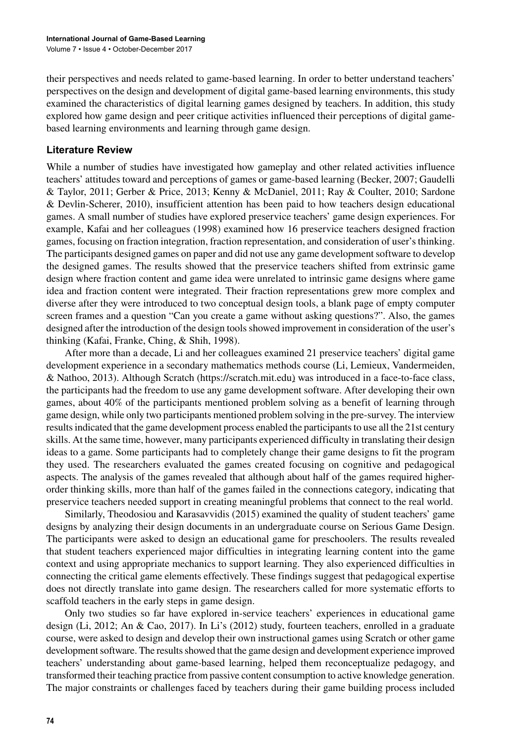their perspectives and needs related to game-based learning. In order to better understand teachers' perspectives on the design and development of digital game-based learning environments, this study examined the characteristics of digital learning games designed by teachers. In addition, this study explored how game design and peer critique activities influenced their perceptions of digital game-based learning environments and learning through game design.

## Literature Review

While a number of studies have investigated how gameplay and other related activities influence teachers' attitudes toward and perceptions of games or game-based learning (Becker, 2007; Gaudelli & Taylor, 2011; Gerber & Price, 2013; Kenny & McDaniel, 2011; Ray & Coulter, 2010; Sardone & Devlin-Scherer, 2010), insufficient attention has been paid to how teachers design educational games. A small number of studies have explored preservice teachers' game design experiences. For example, Kafai and her colleagues (1998) examined how 16 preservice teachers designed fraction games, focusing on fraction integration, fraction representation, and consideration of user's thinking. The participants designed games on paper and did not use any game development software to develop the designed games. The results showed that the preservice teachers shifted from extrinsic game design where fraction content and game idea were unrelated to intrinsic game designs where game idea and fraction content were integrated. Their fraction representations grew more complex and diverse after they were introduced to two conceptual design tools, a blank page of empty computer screen frames and a question "Can you create a game without asking questions?". Also, the games designed after the introduction of the design tools showed improvement in consideration of the user's thinking (Kafai, Franke, Ching, & Shih, 1998).

After more than a decade, Li and her colleagues examined 21 preservice teachers' digital game development experience in a secondary mathematics methods course (Li, Lemieux, Vandermeiden, & Nathoo, 2013). Although Scratch (https://scratch.mit.edu) was introduced in a face-to-face class, the participants had the freedom to use any game development software. After developing their own games, about 40% of the participants mentioned problem solving as a benefit of learning through game design, while only two participants mentioned problem solving in the pre-survey. The interview results indicated that the game development process enabled the participants to use all the 21st century skills. At the same time, however, many participants experienced difficulty in translating their design ideas to a game. Some participants had to completely change their game designs to fit the program they used. The researchers evaluated the games created focusing on cognitive and pedagogical aspects. The analysis of the games revealed that although about half of the games required higher-order thinking skills, more than half of the games failed in the connections category, indicating that preservice teachers needed support in creating meaningful problems that connect to the real world.

Similarly, Theodosiou and Karasavvidis (2015) examined the quality of student teachers' game designs by analyzing their design documents in an undergraduate course on Serious Game Design. The participants were asked to design an educational game for preschoolers. The results revealed that student teachers experienced major difficulties in integrating learning content into the game context and using appropriate mechanics to support learning. They also experienced difficulties in connecting the critical game elements effectively. These findings suggest that pedagogical expertise does not directly translate into game design. The researchers called for more systematic efforts to scaffold teachers in the early steps in game design.

Only two studies so far have explored in-service teachers' experiences in educational game design (Li, 2012; An & Cao, 2017). In Li's (2012) study, fourteen teachers, enrolled in a graduate course, were asked to design and develop their own instructional games using Scratch or other game development software. The results showed that the game design and development experience improved teachers' understanding about game-based learning, helped them reconceptualize pedagogy, and transformed their teaching practice from passive content consumption to active knowledge generation. The major constraints or challenges faced by teachers during their game building process included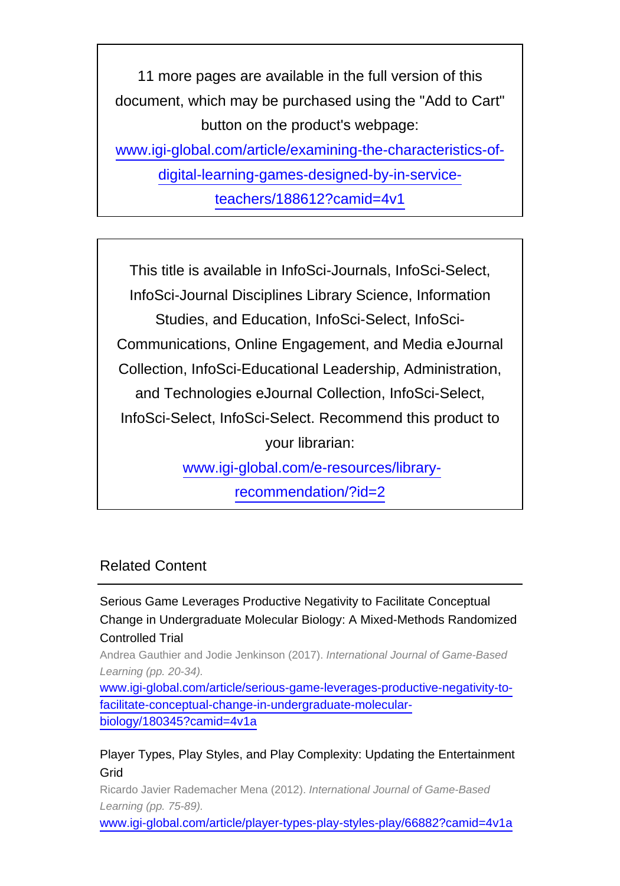11 more pages are available in the full version of this document, which may be purchased using the "Add to Cart" button on the product's webpage:
www.igi-global.com/article/examining-the-characteristics-of-digital-learning-games-designed-by-in-service-teachers/188612?camid=4v1

This title is available in InfoSci-Journals, InfoSci-Select, InfoSci-Journal Disciplines Library Science, Information Studies, and Education, InfoSci-Select, InfoSci-Communications, Online Engagement, and Media eJournal Collection, InfoSci-Educational Leadership, Administration, and Technologies eJournal Collection, InfoSci-Select, InfoSci-Select, InfoSci-Select. Recommend this product to your librarian:
www.igi-global.com/e-resources/library-recommendation/?id=2

## Related Content

Serious Game Leverages Productive Negativity to Facilitate Conceptual Change in Undergraduate Molecular Biology: A Mixed-Methods Randomized Controlled Trial
Andrea Gauthier and Jodie Jenkinson (2017). *International Journal of Game-Based Learning (pp. 20-34).*
www.igi-global.com/article/serious-game-leverages-productive-negativity-to-facilitate-conceptual-change-in-undergraduate-molecular-biology/180345?camid=4v1a

Player Types, Play Styles, and Play Complexity: Updating the Entertainment Grid
Ricardo Javier Rademacher Mena (2012). *International Journal of Game-Based Learning (pp. 75-89).*
www.igi-global.com/article/player-types-play-styles-play/66882?camid=4v1a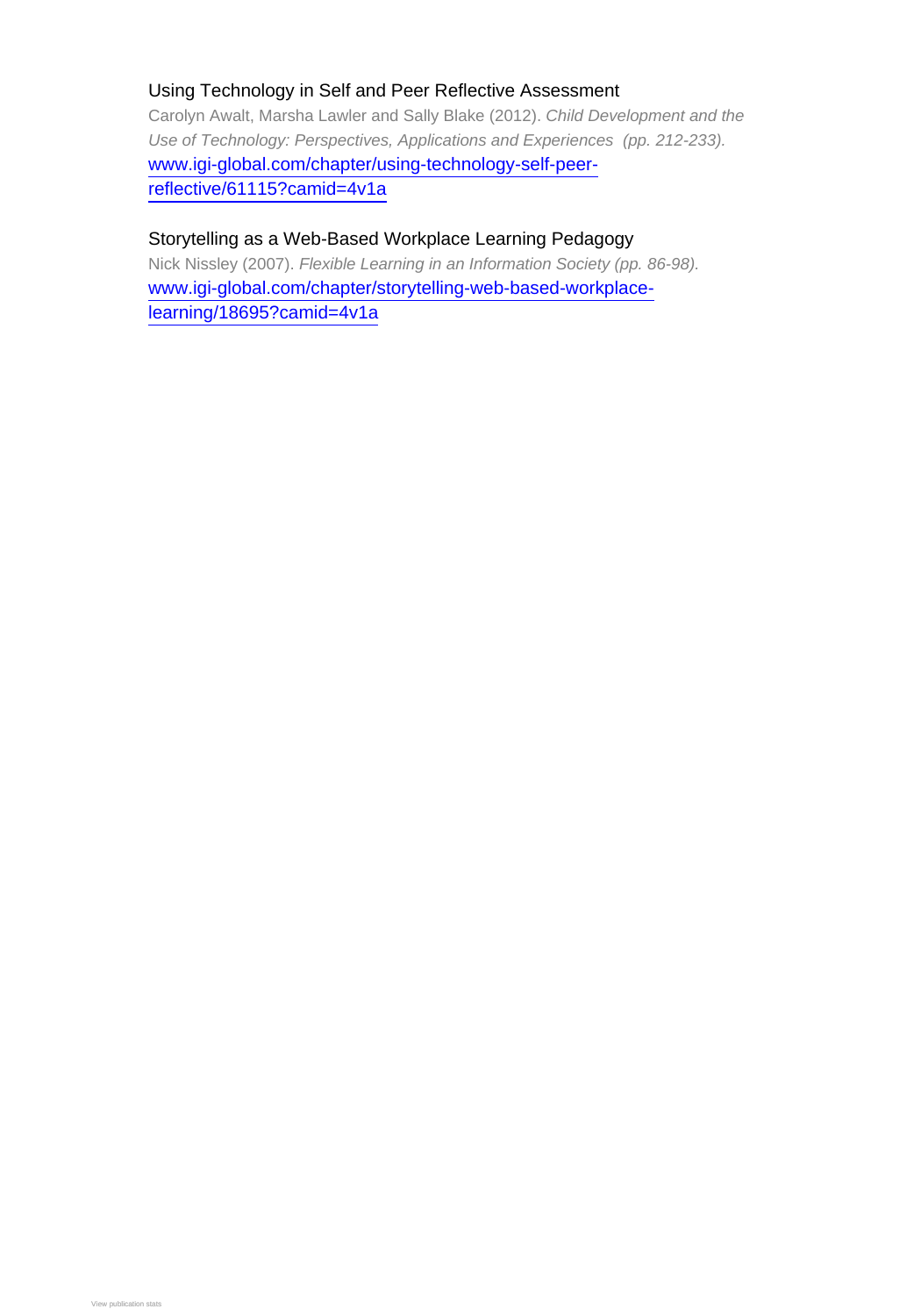Using Technology in Self and Peer Reflective Assessment

Carolyn Awalt, Marsha Lawler and Sally Blake (2012). *Child Development and the Use of Technology: Perspectives, Applications and Experiences (pp. 212-233).*
www.igi-global.com/chapter/using-technology-self-peer-reflective/61115?camid=4v1a

Storytelling as a Web-Based Workplace Learning Pedagogy

Nick Nissley (2007). *Flexible Learning in an Information Society (pp. 86-98).*
www.igi-global.com/chapter/storytelling-web-based-workplace-learning/18695?camid=4v1a

View publication stats